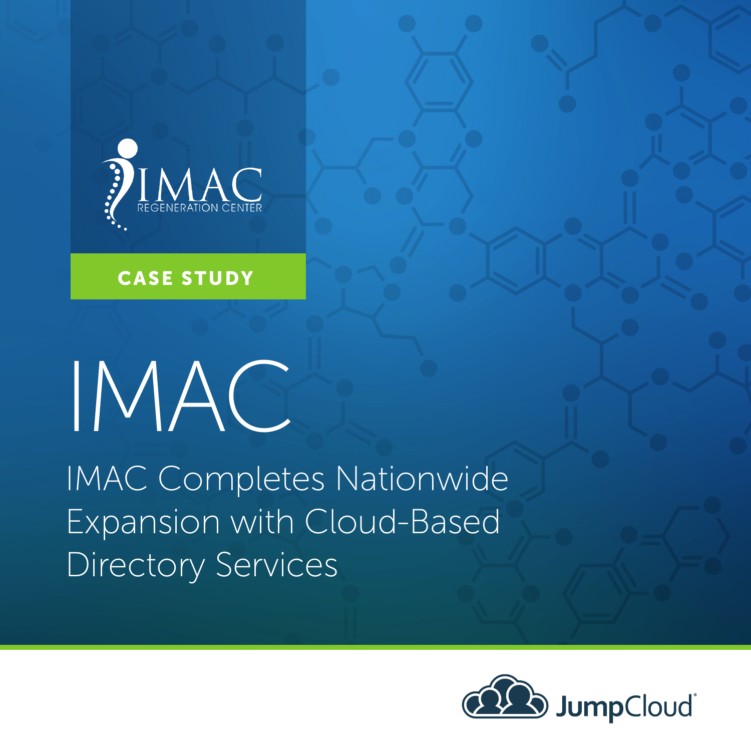IMAC REGENERATION CENTER

**CASE STUDY**

# IMAC

## IMAC Completes Nationwide Expansion with Cloud-Based Directory Services

JumpCloud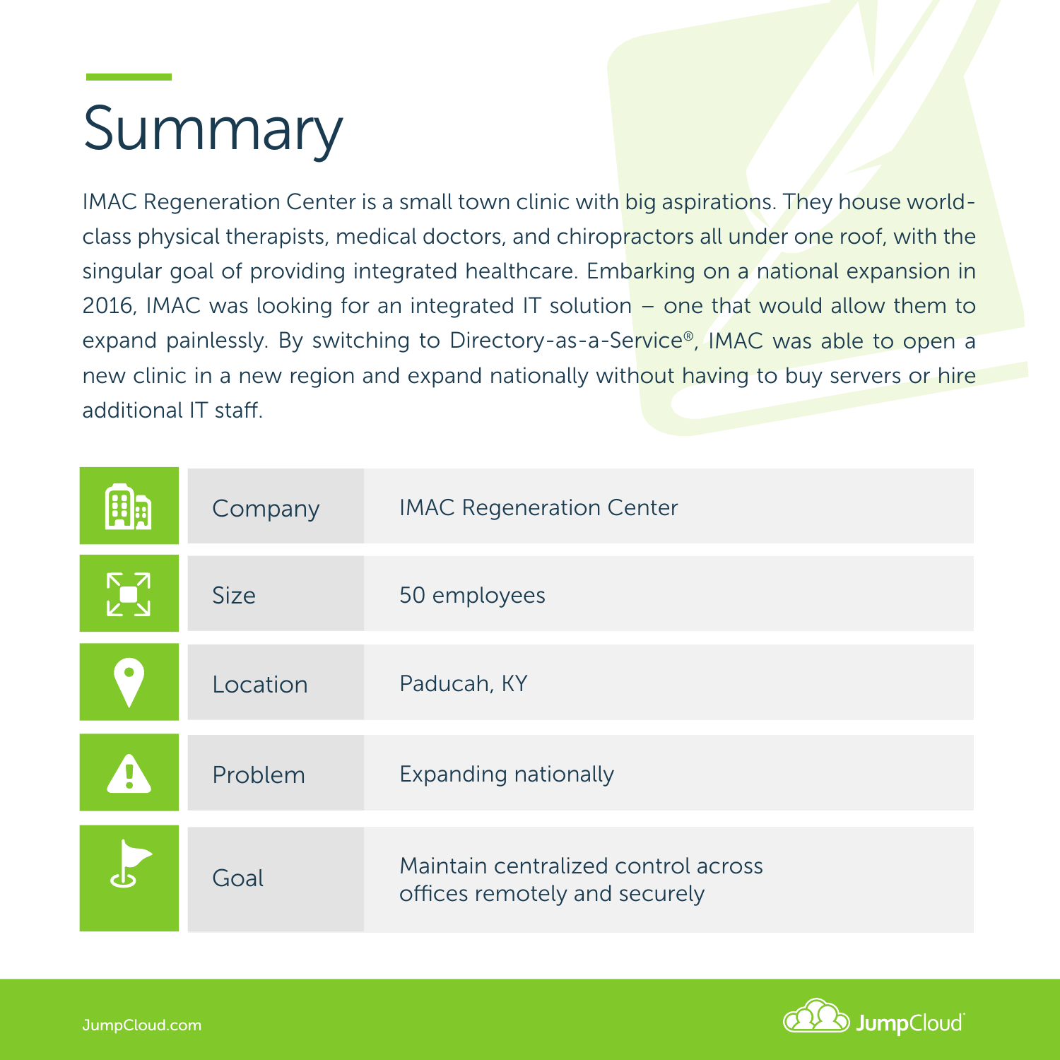# Summary

IMAC Regeneration Center is a small town clinic with big aspirations. They house world-class physical therapists, medical doctors, and chiropractors all under one roof, with the singular goal of providing integrated healthcare. Embarking on a national expansion in 2016, IMAC was looking for an integrated IT solution – one that would allow them to expand painlessly. By switching to Directory-as-a-Service®, IMAC was able to open a new clinic in a new region and expand nationally without having to buy servers or hire additional IT staff.

| | |
|---|---|
| Company | IMAC Regeneration Center |
| Size | 50 employees |
| Location | Paducah, KY |
| Problem | Expanding nationally |
| Goal | Maintain centralized control across offices remotely and securely |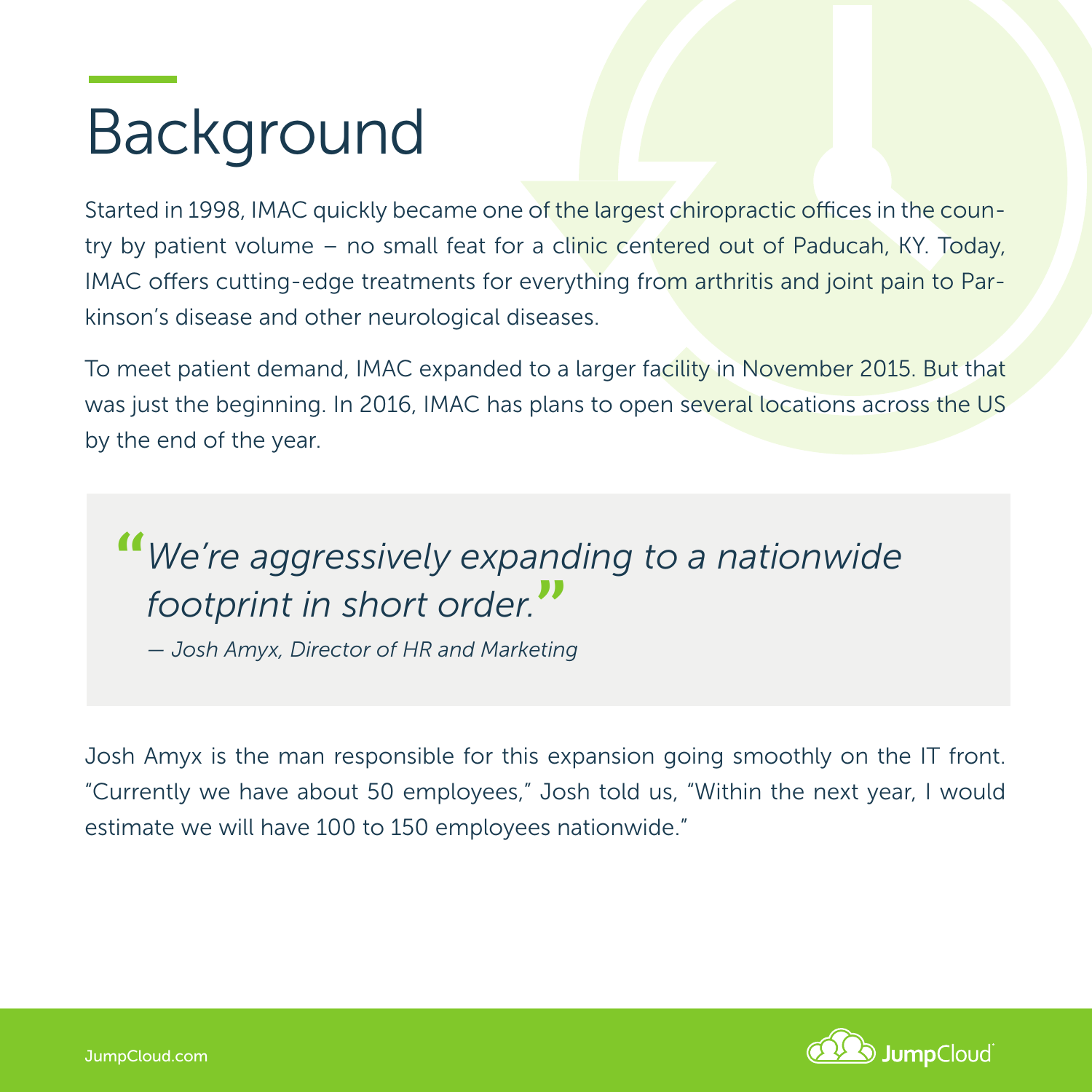# Background

Started in 1998, IMAC quickly became one of the largest chiropractic offices in the country by patient volume – no small feat for a clinic centered out of Paducah, KY. Today, IMAC offers cutting-edge treatments for everything from arthritis and joint pain to Parkinson's disease and other neurological diseases.

To meet patient demand, IMAC expanded to a larger facility in November 2015. But that was just the beginning. In 2016, IMAC has plans to open several locations across the US by the end of the year.

> *"We're aggressively expanding to a nationwide footprint in short order."*
>
> *— Josh Amyx, Director of HR and Marketing*

Josh Amyx is the man responsible for this expansion going smoothly on the IT front. "Currently we have about 50 employees," Josh told us, "Within the next year, I would estimate we will have 100 to 150 employees nationwide."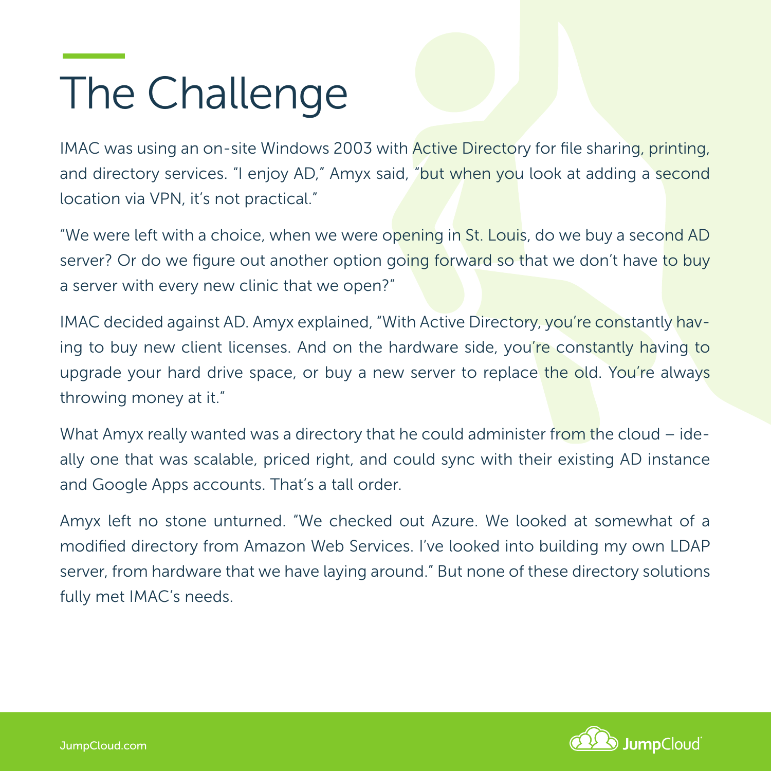# The Challenge

IMAC was using an on-site Windows 2003 with Active Directory for file sharing, printing, and directory services. "I enjoy AD," Amyx said, "but when you look at adding a second location via VPN, it's not practical."

"We were left with a choice, when we were opening in St. Louis, do we buy a second AD server? Or do we figure out another option going forward so that we don't have to buy a server with every new clinic that we open?"

IMAC decided against AD. Amyx explained, "With Active Directory, you're constantly having to buy new client licenses. And on the hardware side, you're constantly having to upgrade your hard drive space, or buy a new server to replace the old. You're always throwing money at it."

What Amyx really wanted was a directory that he could administer from the cloud – ideally one that was scalable, priced right, and could sync with their existing AD instance and Google Apps accounts. That's a tall order.

Amyx left no stone unturned. "We checked out Azure. We looked at somewhat of a modified directory from Amazon Web Services. I've looked into building my own LDAP server, from hardware that we have laying around." But none of these directory solutions fully met IMAC's needs.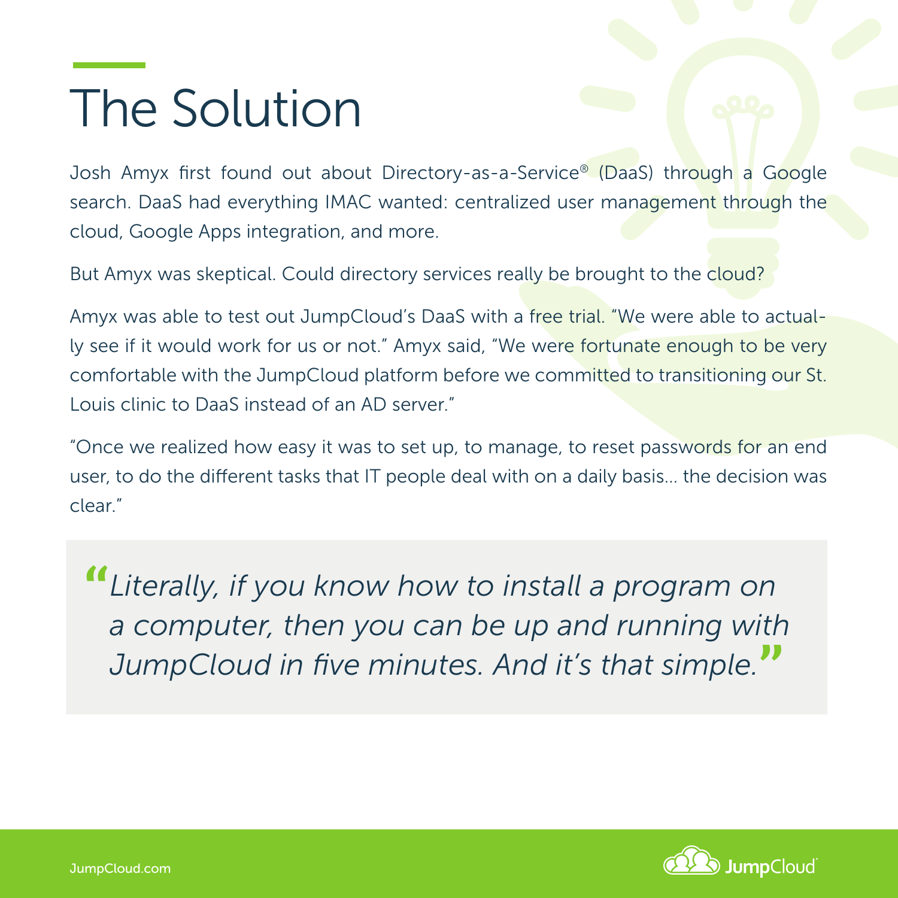# The Solution

Josh Amyx first found out about Directory-as-a-Service® (DaaS) through a Google search. DaaS had everything IMAC wanted: centralized user management through the cloud, Google Apps integration, and more.

But Amyx was skeptical. Could directory services really be brought to the cloud?

Amyx was able to test out JumpCloud's DaaS with a free trial. "We were able to actually see if it would work for us or not." Amyx said, "We were fortunate enough to be very comfortable with the JumpCloud platform before we committed to transitioning our St. Louis clinic to DaaS instead of an AD server."

"Once we realized how easy it was to set up, to manage, to reset passwords for an end user, to do the different tasks that IT people deal with on a daily basis… the decision was clear."

> *"Literally, if you know how to install a program on a computer, then you can be up and running with JumpCloud in five minutes. And it's that simple."*